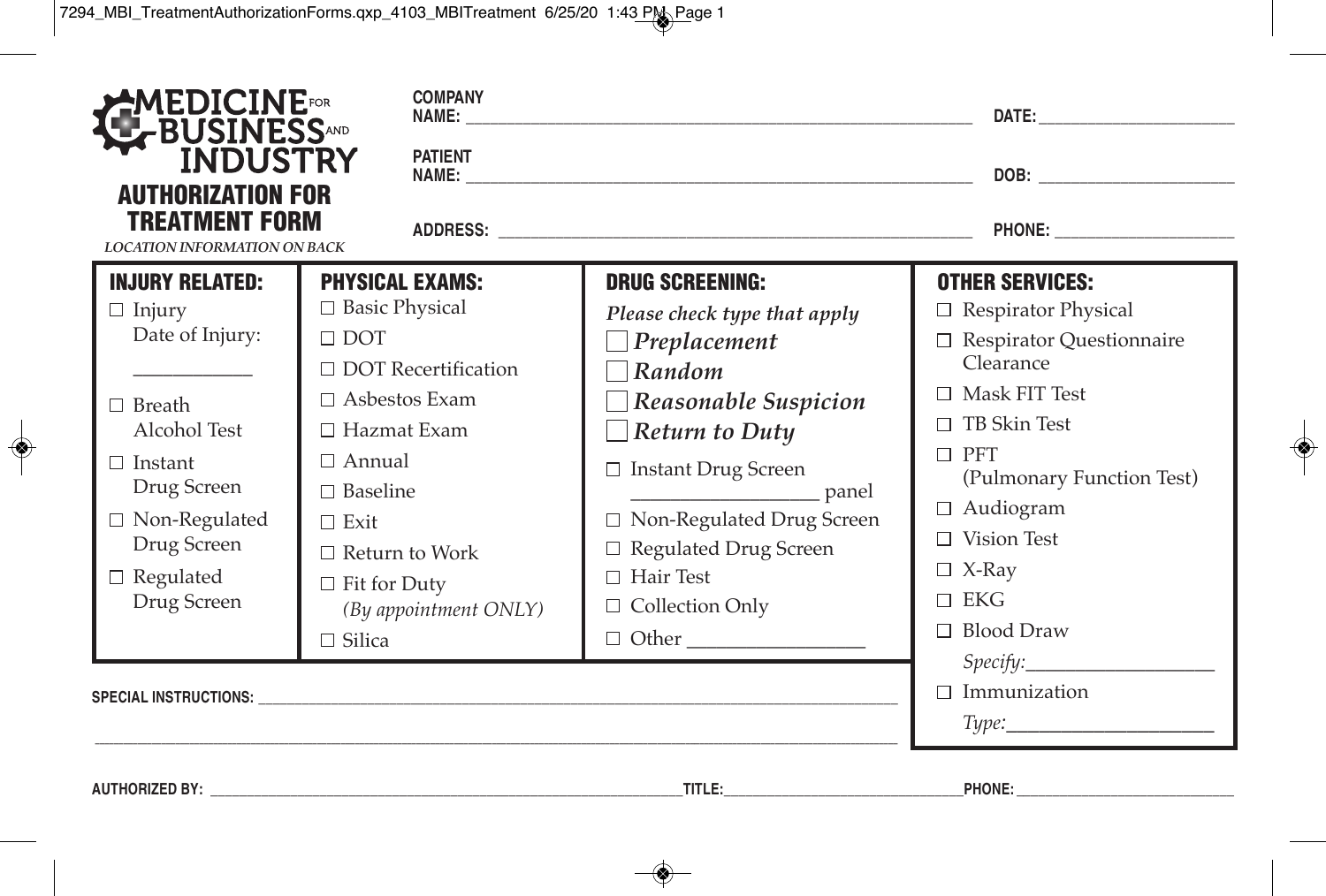# MEDICINE FOR BUSINESS AND INDUSTRY

## AUTHORIZATION FOR TREATMENT FORM

*LOCATION INFORMATION ON BACK*

**COMPANY NAME:** ______________________ **DATE:** ______________

**PATIENT NAME:** ______________________ **DOB:** ______________

**ADDRESS:** ______________________ **PHONE:** ______________

### INJURY RELATED:

- ☐ Injury
  Date of Injury: ____________
- ☐ Breath Alcohol Test
- ☐ Instant Drug Screen
- ☐ Non-Regulated Drug Screen
- ☐ Regulated Drug Screen

### PHYSICAL EXAMS:

- ☐ Basic Physical
- ☐ DOT
- ☐ DOT Recertification
- ☐ Asbestos Exam
- ☐ Hazmat Exam
- ☐ Annual
- ☐ Baseline
- ☐ Exit
- ☐ Return to Work
- ☐ Fit for Duty
  *(By appointment ONLY)*
- ☐ Silica

### DRUG SCREENING:

*Please check type that apply*

- ☐ ***Preplacement***
- ☐ ***Random***
- ☐ ***Reasonable Suspicion***
- ☐ ***Return to Duty***

- ☐ Instant Drug Screen
  __________________ panel
- ☐ Non-Regulated Drug Screen
- ☐ Regulated Drug Screen
- ☐ Hair Test
- ☐ Collection Only
- ☐ Other ________________

### OTHER SERVICES:

- ☐ Respirator Physical
- ☐ Respirator Questionnaire Clearance
- ☐ Mask FIT Test
- ☐ TB Skin Test
- ☐ PFT
  (Pulmonary Function Test)
- ☐ Audiogram
- ☐ Vision Test
- ☐ X-Ray
- ☐ EKG
- ☐ Blood Draw
  *Specify:* __________________
- ☐ Immunization
  *Type:* __________________

**SPECIAL INSTRUCTIONS:** ______________________________________________

________________________________________________________________

**AUTHORIZED BY:** ______________________ **TITLE:** ______________ **PHONE:** ______________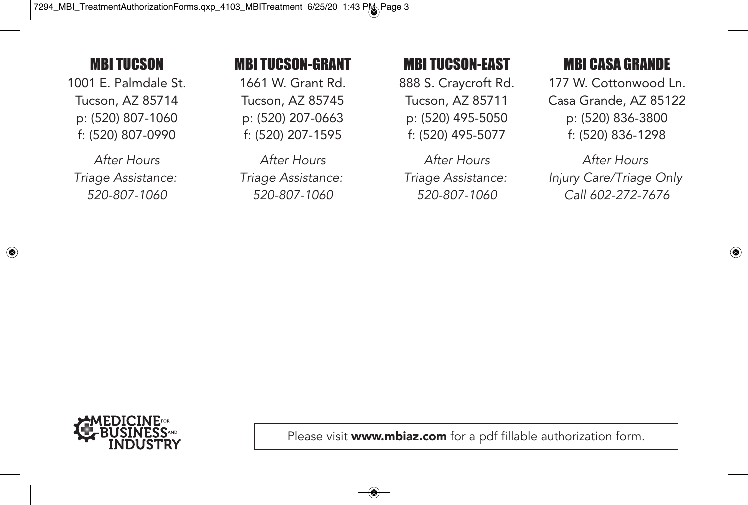## MBI TUCSON

1001 E. Palmdale St.
Tucson, AZ 85714
p: (520) 807-1060
f: (520) 807-0990

*After Hours Triage Assistance: 520-807-1060*

## MBI TUCSON-GRANT

1661 W. Grant Rd.
Tucson, AZ 85745
p: (520) 207-0663
f: (520) 207-1595

*After Hours Triage Assistance: 520-807-1060*

## MBI TUCSON-EAST

888 S. Craycroft Rd.
Tucson, AZ 85711
p: (520) 495-5050
f: (520) 495-5077

*After Hours Triage Assistance: 520-807-1060*

## MBI CASA GRANDE

177 W. Cottonwood Ln.
Casa Grande, AZ 85122
p: (520) 836-3800
f: (520) 836-1298

*After Hours Injury Care/Triage Only Call 602-272-7676*

MEDICINE FOR BUSINESS AND INDUSTRY

Please visit **www.mbiaz.com** for a pdf fillable authorization form.